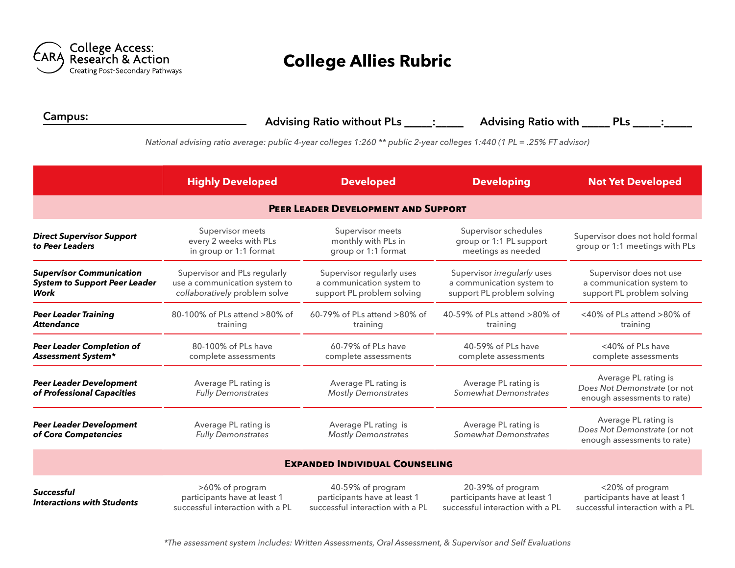College Access: Research & Action
Creating Post-Secondary Pathways

# College Allies Rubric

**Campus:** ______________________________ **Advising Ratio without PLs** _____:_____ **Advising Ratio with** _____ **PLs** _____:_____

*National advising ratio average: public 4-year colleges 1:260 ** public 2-year colleges 1:440 (1 PL = .25% FT advisor)*

| | Highly Developed | Developed | Developing | Not Yet Developed |
|---|---|---|---|---|
| **PEER LEADER DEVELOPMENT AND SUPPORT** | | | | |
| ***Direct Supervisor Support to Peer Leaders*** | Supervisor meets every 2 weeks with PLs in group or 1:1 format | Supervisor meets monthly with PLs in group or 1:1 format | Supervisor schedules group or 1:1 PL support meetings as needed | Supervisor does not hold formal group or 1:1 meetings with PLs |
| ***Supervisor Communication System to Support Peer Leader Work*** | Supervisor and PLs regularly use a communication system to *collaboratively* problem solve | Supervisor regularly uses a communication system to support PL problem solving | Supervisor *irregularly* uses a communication system to support PL problem solving | Supervisor does not use a communication system to support PL problem solving |
| ***Peer Leader Training Attendance*** | 80-100% of PLs attend >80% of training | 60-79% of PLs attend >80% of training | 40-59% of PLs attend >80% of training | <40% of PLs attend >80% of training |
| ***Peer Leader Completion of Assessment System**** | 80-100% of PLs have complete assessments | 60-79% of PLs have complete assessments | 40-59% of PLs have complete assessments | <40% of PLs have complete assessments |
| ***Peer Leader Development of Professional Capacities*** | Average PL rating is *Fully Demonstrates* | Average PL rating is *Mostly Demonstrates* | Average PL rating is *Somewhat Demonstrates* | Average PL rating is *Does Not Demonstrate* (or not enough assessments to rate) |
| ***Peer Leader Development of Core Competencies*** | Average PL rating is *Fully Demonstrates* | Average PL rating is *Mostly Demonstrates* | Average PL rating is *Somewhat Demonstrates* | Average PL rating is *Does Not Demonstrate* (or not enough assessments to rate) |
| **EXPANDED INDIVIDUAL COUNSELING** | | | | |
| ***Successful Interactions with Students*** | >60% of program participants have at least 1 successful interaction with a PL | 40-59% of program participants have at least 1 successful interaction with a PL | 20-39% of program participants have at least 1 successful interaction with a PL | <20% of program participants have at least 1 successful interaction with a PL |

*\*The assessment system includes: Written Assessments, Oral Assessment, & Supervisor and Self Evaluations*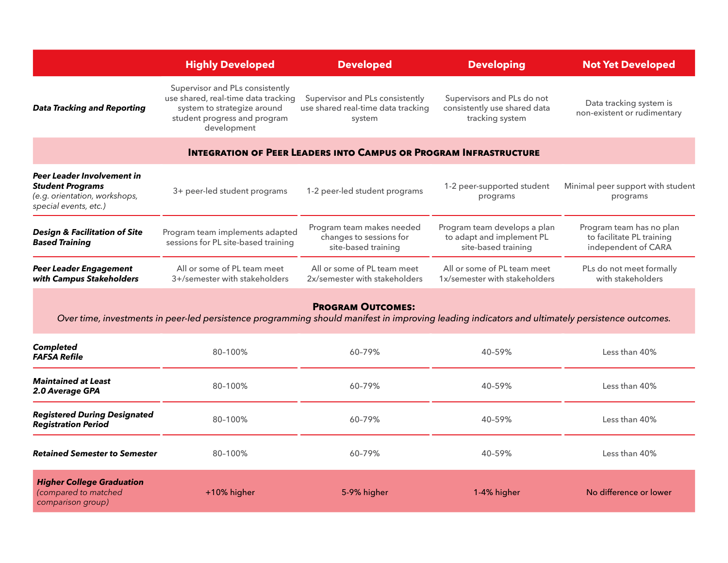| | Highly Developed | Developed | Developing | Not Yet Developed |
|---|---|---|---|---|
| ***Data Tracking and Reporting*** | Supervisor and PLs consistently use shared, real-time data tracking system to strategize around student progress and program development | Supervisor and PLs consistently use shared real-time data tracking system | Supervisors and PLs do not consistently use shared data tracking system | Data tracking system is non-existent or rudimentary |
| **INTEGRATION OF PEER LEADERS INTO CAMPUS OR PROGRAM INFRASTRUCTURE** | | | | |
| ***Peer Leader Involvement in Student Programs*** *(e.g. orientation, workshops, special events, etc.)* | 3+ peer-led student programs | 1-2 peer-led student programs | 1-2 peer-supported student programs | Minimal peer support with student programs |
| ***Design & Facilitation of Site Based Training*** | Program team implements adapted sessions for PL site-based training | Program team makes needed changes to sessions for site-based training | Program team develops a plan to adapt and implement PL site-based training | Program team has no plan to facilitate PL training independent of CARA |
| ***Peer Leader Engagement with Campus Stakeholders*** | All or some of PL team meet 3+/semester with stakeholders | All or some of PL team meet 2x/semester with stakeholders | All or some of PL team meet 1x/semester with stakeholders | PLs do not meet formally with stakeholders |
| **PROGRAM OUTCOMES:** *Over time, investments in peer-led persistence programming should manifest in improving leading indicators and ultimately persistence outcomes.* | | | | |
| ***Completed FAFSA Refile*** | 80–100% | 60–79% | 40–59% | Less than 40% |
| ***Maintained at Least 2.0 Average GPA*** | 80–100% | 60–79% | 40–59% | Less than 40% |
| ***Registered During Designated Registration Period*** | 80–100% | 60–79% | 40–59% | Less than 40% |
| ***Retained Semester to Semester*** | 80–100% | 60–79% | 40–59% | Less than 40% |
| ***Higher College Graduation*** *(compared to matched comparison group)* | +10% higher | 5-9% higher | 1-4% higher | No difference or lower |